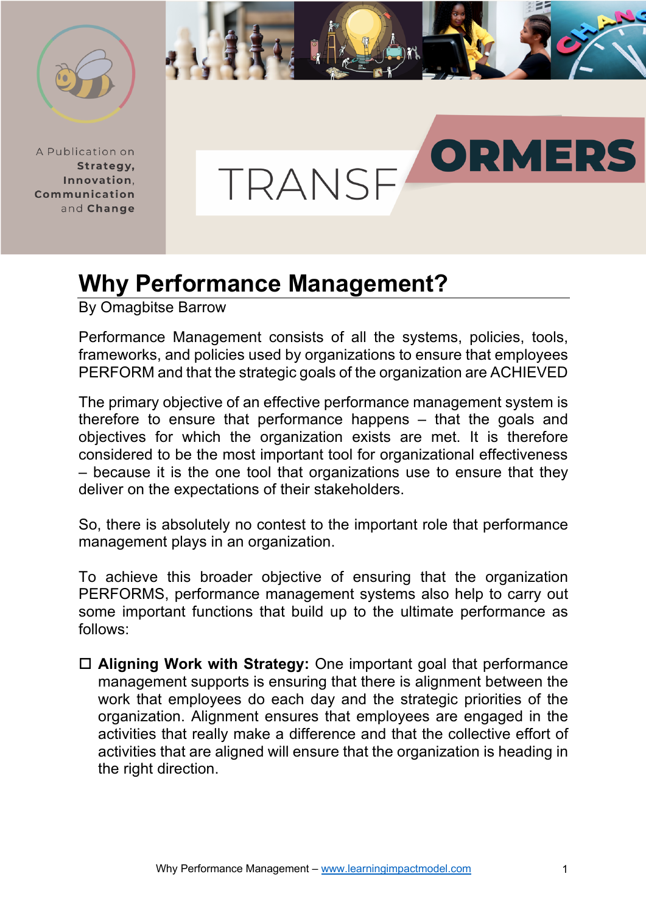A Publication on **Strategy, Innovation, Communication** and **Change**

TRANSF**ORMERS**

# Why Performance Management?

By Omagbitse Barrow

Performance Management consists of all the systems, policies, tools, frameworks, and policies used by organizations to ensure that employees PERFORM and that the strategic goals of the organization are ACHIEVED

The primary objective of an effective performance management system is therefore to ensure that performance happens – that the goals and objectives for which the organization exists are met. It is therefore considered to be the most important tool for organizational effectiveness – because it is the one tool that organizations use to ensure that they deliver on the expectations of their stakeholders.

So, there is absolutely no contest to the important role that performance management plays in an organization.

To achieve this broader objective of ensuring that the organization PERFORMS, performance management systems also help to carry out some important functions that build up to the ultimate performance as follows:

- **Aligning Work with Strategy:** One important goal that performance management supports is ensuring that there is alignment between the work that employees do each day and the strategic priorities of the organization. Alignment ensures that employees are engaged in the activities that really make a difference and that the collective effort of activities that are aligned will ensure that the organization is heading in the right direction.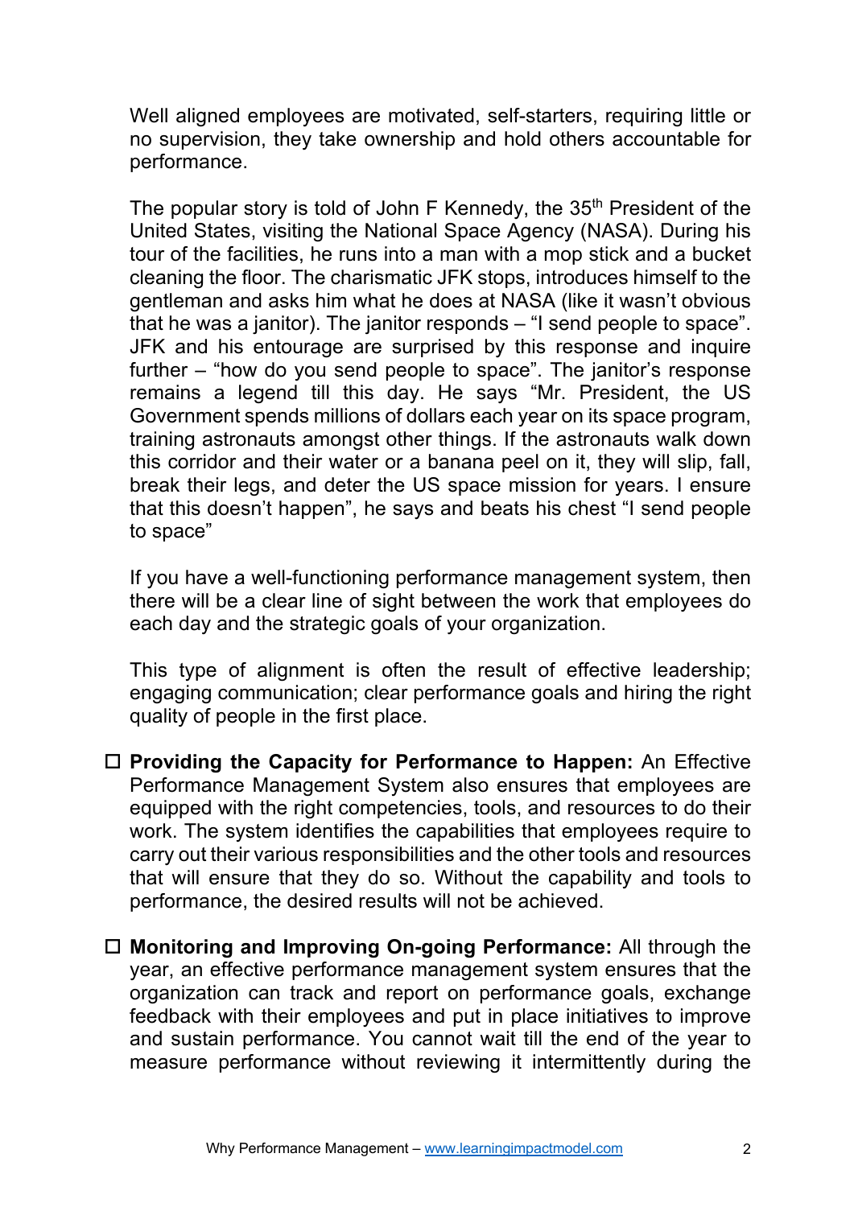Well aligned employees are motivated, self-starters, requiring little or no supervision, they take ownership and hold others accountable for performance.

The popular story is told of John F Kennedy, the 35th President of the United States, visiting the National Space Agency (NASA). During his tour of the facilities, he runs into a man with a mop stick and a bucket cleaning the floor. The charismatic JFK stops, introduces himself to the gentleman and asks him what he does at NASA (like it wasn't obvious that he was a janitor). The janitor responds – "I send people to space". JFK and his entourage are surprised by this response and inquire further – "how do you send people to space". The janitor's response remains a legend till this day. He says "Mr. President, the US Government spends millions of dollars each year on its space program, training astronauts amongst other things. If the astronauts walk down this corridor and their water or a banana peel on it, they will slip, fall, break their legs, and deter the US space mission for years. I ensure that this doesn't happen", he says and beats his chest "I send people to space"

If you have a well-functioning performance management system, then there will be a clear line of sight between the work that employees do each day and the strategic goals of your organization.

This type of alignment is often the result of effective leadership; engaging communication; clear performance goals and hiring the right quality of people in the first place.

- ☐ **Providing the Capacity for Performance to Happen:** An Effective Performance Management System also ensures that employees are equipped with the right competencies, tools, and resources to do their work. The system identifies the capabilities that employees require to carry out their various responsibilities and the other tools and resources that will ensure that they do so. Without the capability and tools to performance, the desired results will not be achieved.

- ☐ **Monitoring and Improving On-going Performance:** All through the year, an effective performance management system ensures that the organization can track and report on performance goals, exchange feedback with their employees and put in place initiatives to improve and sustain performance. You cannot wait till the end of the year to measure performance without reviewing it intermittently during the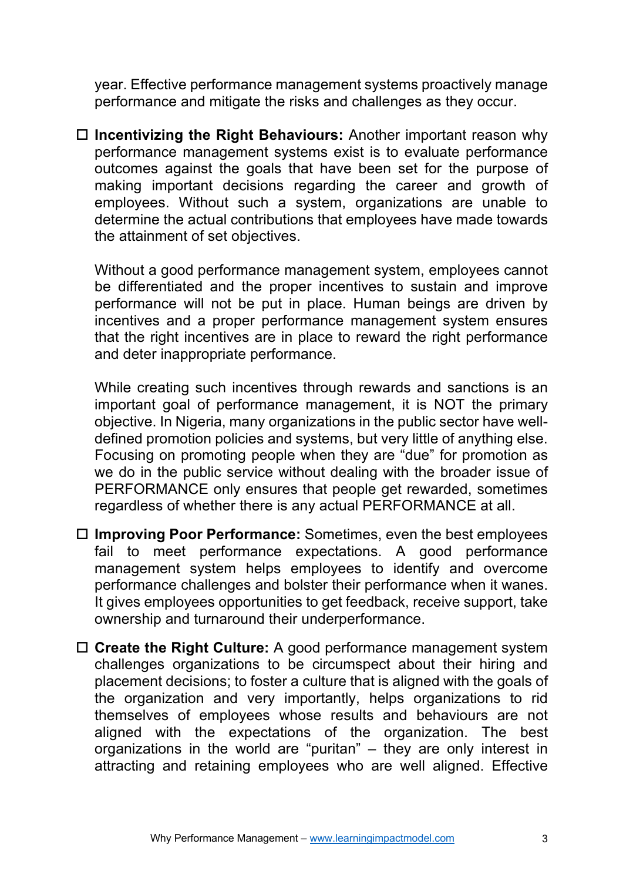year. Effective performance management systems proactively manage performance and mitigate the risks and challenges as they occur.

- **Incentivizing the Right Behaviours:** Another important reason why performance management systems exist is to evaluate performance outcomes against the goals that have been set for the purpose of making important decisions regarding the career and growth of employees. Without such a system, organizations are unable to determine the actual contributions that employees have made towards the attainment of set objectives.

  Without a good performance management system, employees cannot be differentiated and the proper incentives to sustain and improve performance will not be put in place. Human beings are driven by incentives and a proper performance management system ensures that the right incentives are in place to reward the right performance and deter inappropriate performance.

  While creating such incentives through rewards and sanctions is an important goal of performance management, it is NOT the primary objective. In Nigeria, many organizations in the public sector have well-defined promotion policies and systems, but very little of anything else. Focusing on promoting people when they are "due" for promotion as we do in the public service without dealing with the broader issue of PERFORMANCE only ensures that people get rewarded, sometimes regardless of whether there is any actual PERFORMANCE at all.

- **Improving Poor Performance:** Sometimes, even the best employees fail to meet performance expectations. A good performance management system helps employees to identify and overcome performance challenges and bolster their performance when it wanes. It gives employees opportunities to get feedback, receive support, take ownership and turnaround their underperformance.

- **Create the Right Culture:** A good performance management system challenges organizations to be circumspect about their hiring and placement decisions; to foster a culture that is aligned with the goals of the organization and very importantly, helps organizations to rid themselves of employees whose results and behaviours are not aligned with the expectations of the organization. The best organizations in the world are "puritan" – they are only interest in attracting and retaining employees who are well aligned. Effective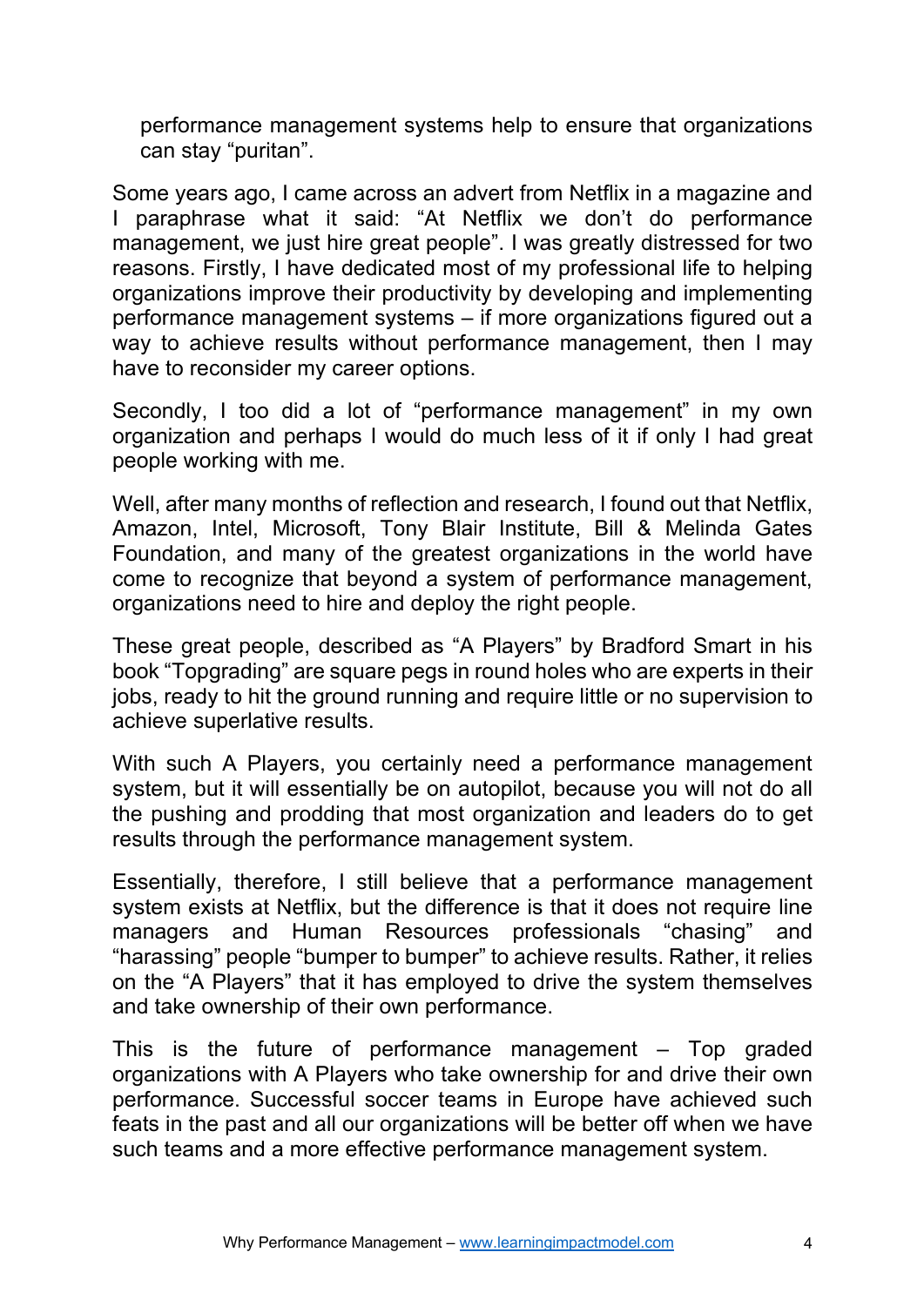performance management systems help to ensure that organizations can stay "puritan".

Some years ago, I came across an advert from Netflix in a magazine and I paraphrase what it said: "At Netflix we don't do performance management, we just hire great people". I was greatly distressed for two reasons. Firstly, I have dedicated most of my professional life to helping organizations improve their productivity by developing and implementing performance management systems – if more organizations figured out a way to achieve results without performance management, then I may have to reconsider my career options.

Secondly, I too did a lot of "performance management" in my own organization and perhaps I would do much less of it if only I had great people working with me.

Well, after many months of reflection and research, I found out that Netflix, Amazon, Intel, Microsoft, Tony Blair Institute, Bill & Melinda Gates Foundation, and many of the greatest organizations in the world have come to recognize that beyond a system of performance management, organizations need to hire and deploy the right people.

These great people, described as "A Players" by Bradford Smart in his book "Topgrading" are square pegs in round holes who are experts in their jobs, ready to hit the ground running and require little or no supervision to achieve superlative results.

With such A Players, you certainly need a performance management system, but it will essentially be on autopilot, because you will not do all the pushing and prodding that most organization and leaders do to get results through the performance management system.

Essentially, therefore, I still believe that a performance management system exists at Netflix, but the difference is that it does not require line managers and Human Resources professionals "chasing" and "harassing" people "bumper to bumper" to achieve results. Rather, it relies on the "A Players" that it has employed to drive the system themselves and take ownership of their own performance.

This is the future of performance management – Top graded organizations with A Players who take ownership for and drive their own performance. Successful soccer teams in Europe have achieved such feats in the past and all our organizations will be better off when we have such teams and a more effective performance management system.